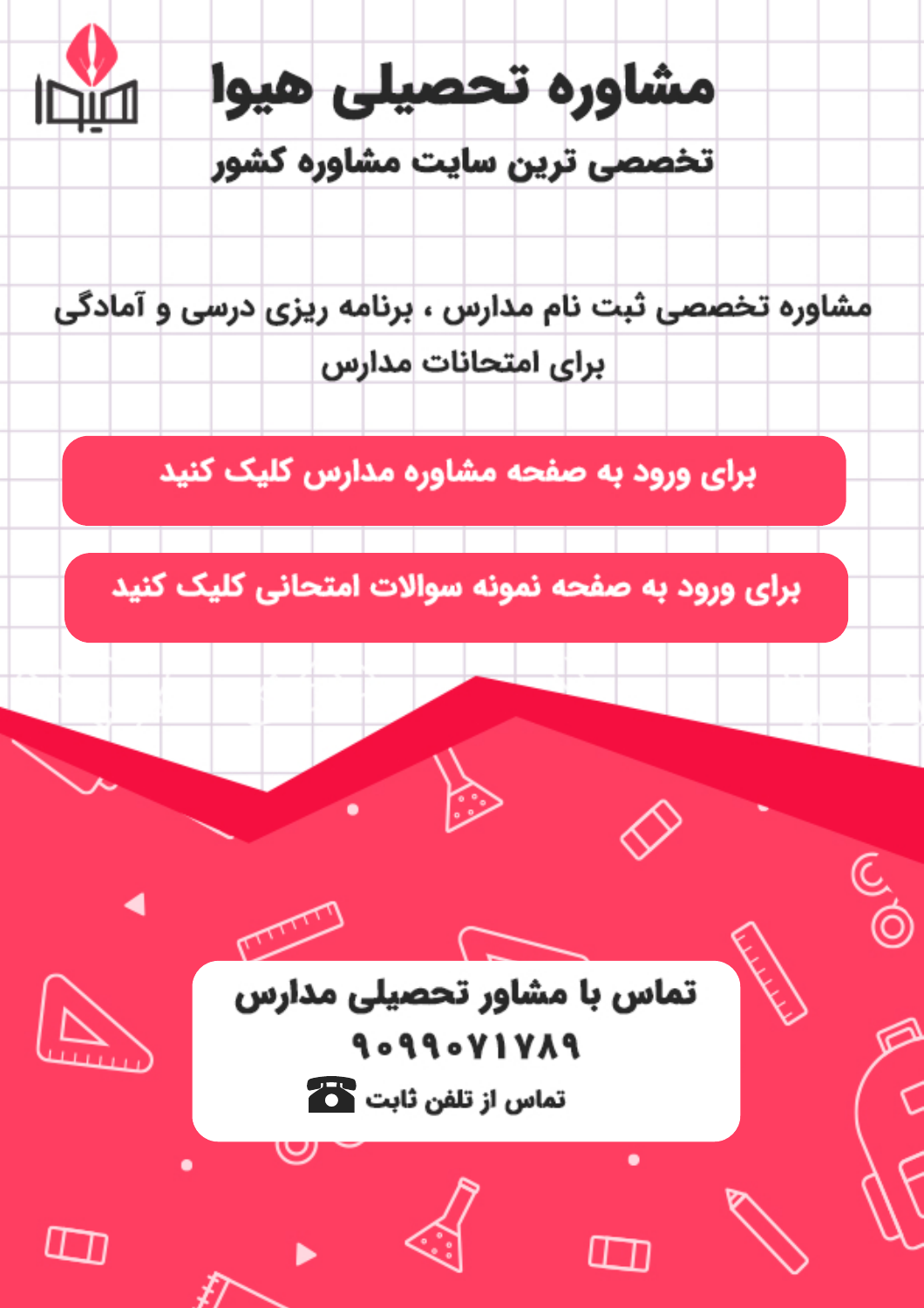# مشاوره تحصیلی هیوا

## تخصصی ترین سایت مشاوره کشور

مشاوره تخصصی ثبت نام مدارس ، برنامه ریزی درسی و آمادگی برای امتحانات مدارس

**برای ورود به صفحه مشاوره مدارس کلیک کنید**

**برای ورود به صفحه نمونه سوالات امتحانی کلیک کنید**

**تماس با مشاور تحصیلی مدارس**

**۹۰۹۹۰۷۱۷۸۹**

تماس از تلفن ثابت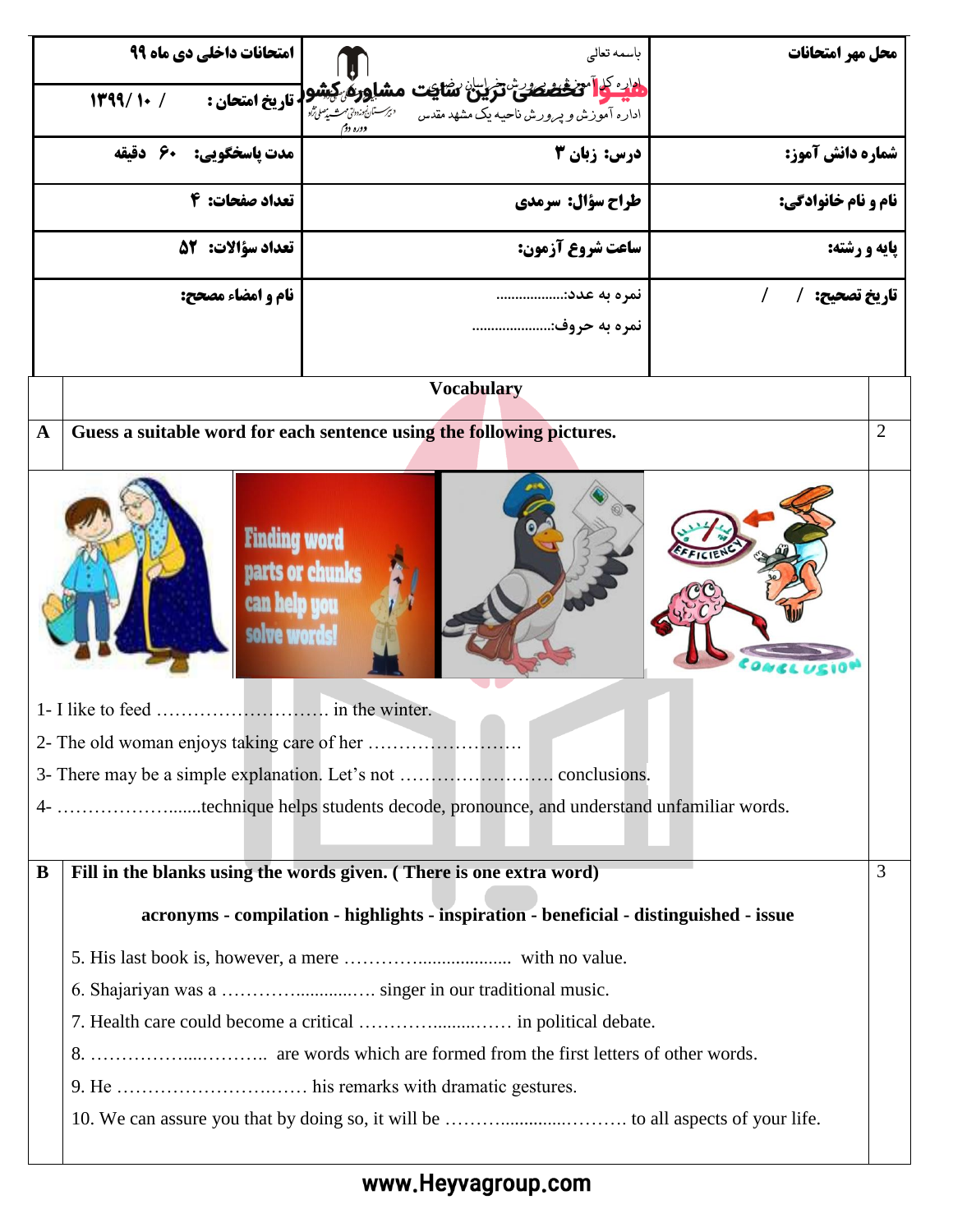| امتحانات داخلی دی ماه ۹۹ | باسمه تعالی<br>اداره کل آموزش و پرورش خراسان رضوی<br>اداره آموزش و پرورش ناحیه یک مشهد مقدس | محل مهر امتحانات |
|---|---|---|
| تاریخ امتحان : ۱۳۹۹/ ۱۰ / | | |
| مدت پاسخگویی: ۶۰ دقیقه | درس: زبان ۳ | شماره دانش آموز: |
| تعداد صفحات: ۴ | طراح سؤال: سرمدی | نام و نام خانوادگی: |
| تعداد سؤالات: ۵۲ | ساعت شروع آزمون: | پایه و رشته: |
| نام و امضاء مصحح: | نمره به عدد:..................<br>نمره به حروف:..................... | تاریخ تصحیح: / / |

## Vocabulary

**A** **Guess a suitable word for each sentence using the following pictures.** (2)

1- I like to feed ………………………. in the winter.

2- The old woman enjoys taking care of her …………………….

3- There may be a simple explanation. Let's not ……………………. conclusions.

4- ………………........technique helps students decode, pronounce, and understand unfamiliar words.

**B** **Fill in the blanks using the words given. ( There is one extra word)** (3)

**acronyms - compilation - highlights - inspiration - beneficial - distinguished - issue**

5. His last book is, however, a mere …………................... with no value.

6. Shajariyan was a ………….............…. singer in our traditional music.

7. Health care could become a critical ………..........…… in political debate.

8. ……………....……….. are words which are formed from the first letters of other words.

9. He ………………………..…. his remarks with dramatic gestures.

10. We can assure you that by doing so, it will be ……….............………. to all aspects of your life.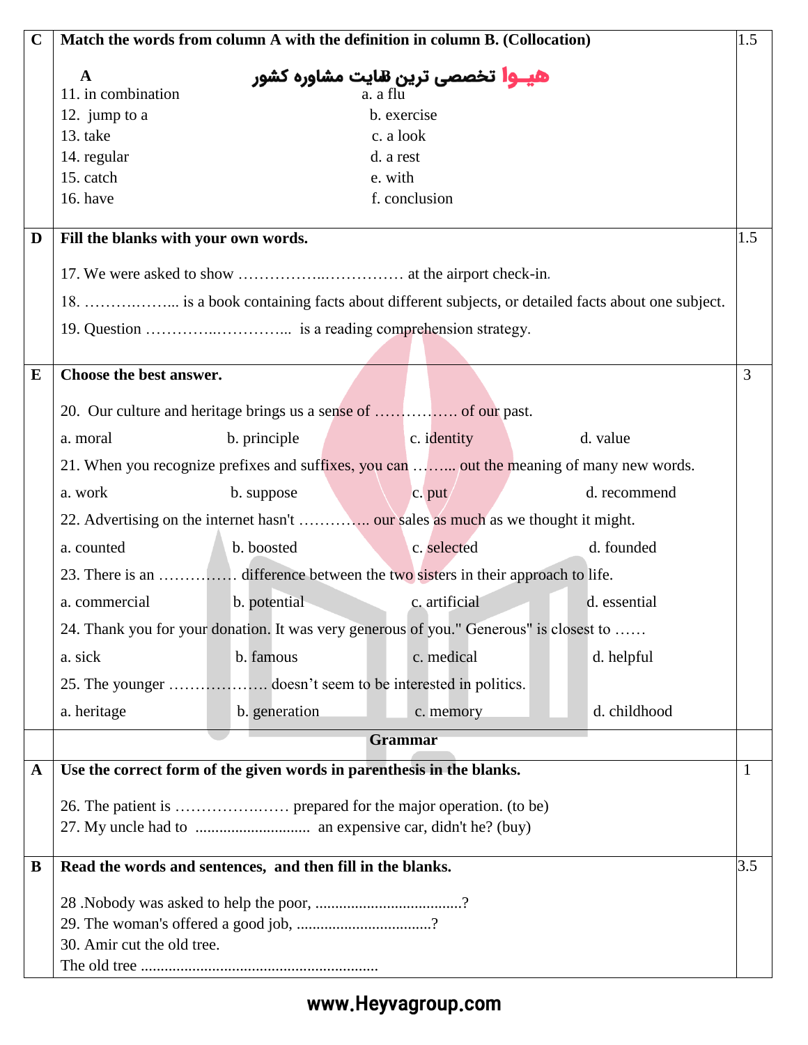| | | |
|---|---|---|
| **C** | **Match the words from column A with the definition in column B. (Collocation)**<br><br>**A**<br>11. in combination — a. a flu<br>12. jump to a — b. exercise<br>13. take — c. a look<br>14. regular — d. a rest<br>15. catch — e. with<br>16. have — f. conclusion | 1.5 |
| **D** | **Fill the blanks with your own words.**<br><br>17. We were asked to show ……………..…………… at the airport check-in.<br>18. ……………...... is a book containing facts about different subjects, or detailed facts about one subject.<br>19. Question …………..…………... is a reading comprehension strategy. | 1.5 |
| **E** | **Choose the best answer.**<br><br>20. Our culture and heritage brings us a sense of ……………. of our past.<br>a. moral b. principle c. identity d. value<br>21. When you recognize prefixes and suffixes, you can ……... out the meaning of many new words.<br>a. work b. suppose c. put d. recommend<br>22. Advertising on the internet hasn't ………….. our sales as much as we thought it might.<br>a. counted b. boosted c. selected d. founded<br>23. There is an …………… difference between the two sisters in their approach to life.<br>a. commercial b. potential c. artificial d. essential<br>24. Thank you for your donation. It was very generous of you." Generous" is closest to ……<br>a. sick b. famous c. medical d. helpful<br>25. The younger ………………. doesn't seem to be interested in politics.<br>a. heritage b. generation c. memory d. childhood | 3 |
| | **Grammar** | |
| **A** | **Use the correct form of the given words in parenthesis in the blanks.**<br><br>26. The patient is ………………..…… prepared for the major operation. (to be)<br>27. My uncle had to ............................ an expensive car, didn't he? (buy) | 1 |
| **B** | **Read the words and sentences, and then fill in the blanks.**<br><br>28 .Nobody was asked to help the poor, .....................................?<br>29. The woman's offered a good job, .................................?<br>30. Amir cut the old tree.<br>The old tree ........................................................... | 3.5 |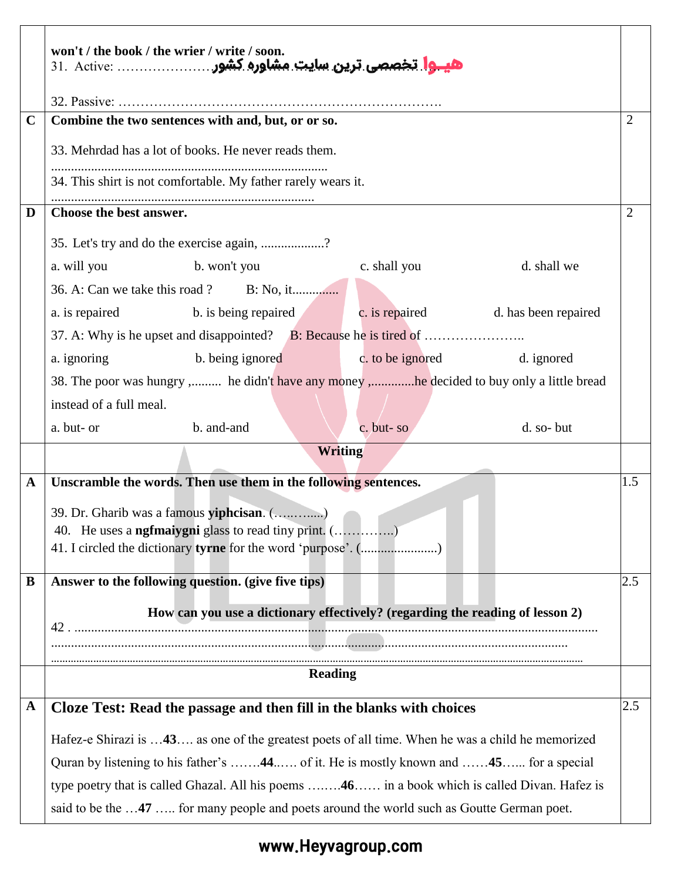**won't / the book / the wrier / write / soon.**

31. Active: …………………………………………………

32. Passive: ……………………………………………………………….

| | | |
|---|---|---|
| **C** | **Combine the two sentences with and, but, or or so.**<br><br>33. Mehrdad has a lot of books. He never reads them.<br>..................................................................................<br>34. This shirt is not comfortable. My father rarely wears it.<br>.............................................................................. | 2 |
| **D** | **Choose the best answer.**<br><br>35. Let's try and do the exercise again, ...................?<br>a. will you  b. won't you  c. shall you  d. shall we<br><br>36. A: Can we take this road ?  B: No, it..............<br>a. is repaired  b. is being repaired  c. is repaired  d. has been repaired<br><br>37. A: Why is he upset and disappointed?  B: Because he is tired of …………………..<br>a. ignoring  b. being ignored  c. to be ignored  d. ignored<br><br>38. The poor was hungry ,......... he didn't have any money ,.............he decided to buy only a little bread instead of a full meal.<br>a. but- or  b. and-and  c. but- so  d. so- but | 2 |
| | **Writing** | |
| **A** | **Unscramble the words. Then use them in the following sentences.**<br><br>39. Dr. Gharib was a famous **yiphcisan**. (…..….....)<br>40. He uses a **ngfmaiygni** glass to read tiny print. (…………..)<br>41. I circled the dictionary **tyrne** for the word 'purpose'. (.......................) | 1.5 |
| **B** | **Answer to the following question. (give five tips)**<br><br>**How can you use a dictionary effectively? (regarding the reading of lesson 2)**<br>42 . ..........................................................................................................<br>..........................................................................................................<br>.......................................................................................................... | 2.5 |
| | **Reading** | |
| **A** | **Cloze Test: Read the passage and then fill in the blanks with choices**<br><br>Hafez-e Shirazi is …**43**…. as one of the greatest poets of all time. When he was a child he memorized Quran by listening to his father's …….**44**..…. of it. He is mostly known and ……**45**…... for a special type poetry that is called Ghazal. All his poems ….….**46**…… in a book which is called Divan. Hafez is said to be the …**47** ….. for many people and poets around the world such as Goutte German poet. | 2.5 |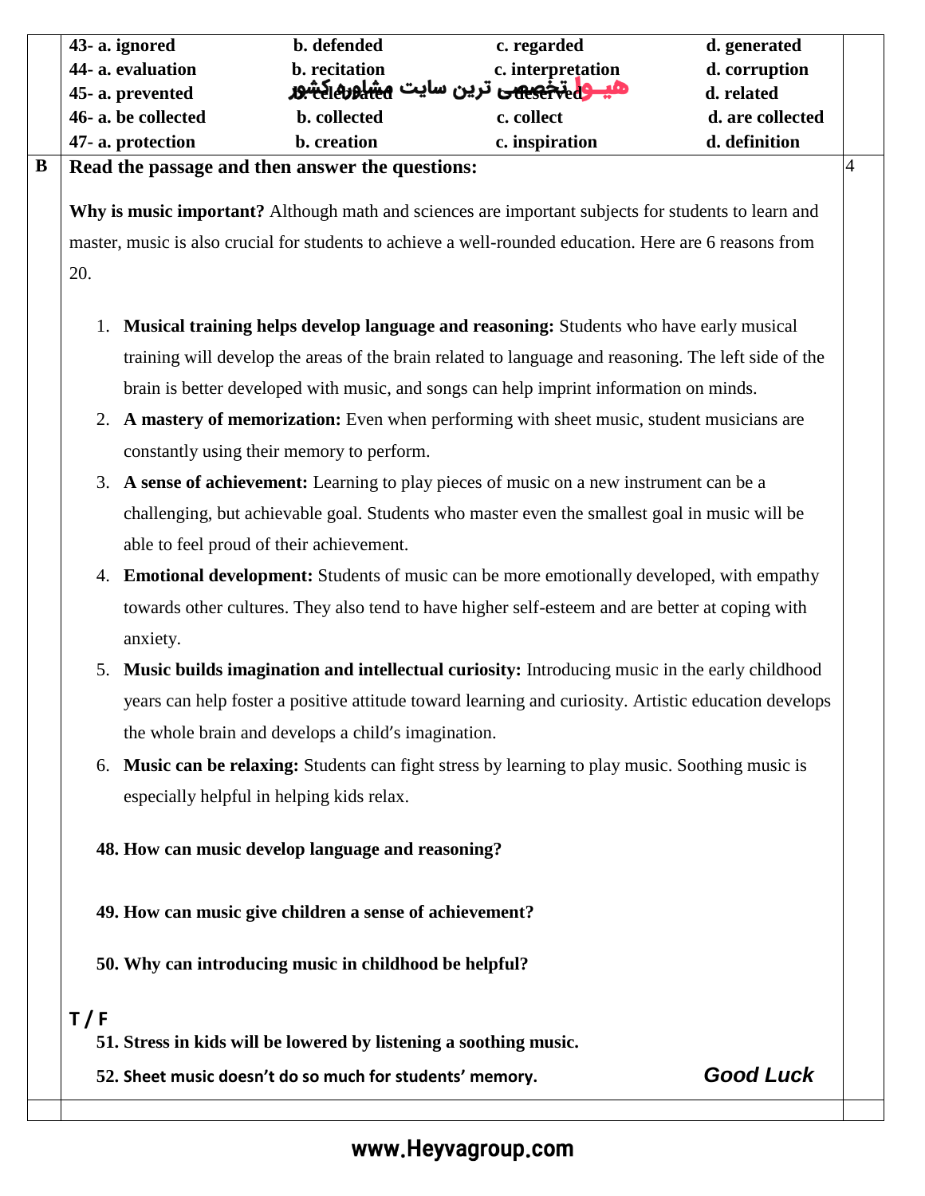| | | | | | |
|---|---|---|---|---|---|
| | **43- a. ignored** | **b. defended** | **c. regarded** | **d. generated** | |
| | **44- a. evaluation** | **b. recitation** | **c. interpretation** | **d. corruption** | |
| | **45- a. prevented** | **b. celebrated** | **c. deserved** | **d. related** | |
| | **46- a. be collected** | **b. collected** | **c. collect** | **d. are collected** | |
| | **47- a. protection** | **b. creation** | **c. inspiration** | **d. definition** | |

**B** **Read the passage and then answer the questions:** 4

**Why is music important?** Although math and sciences are important subjects for students to learn and master, music is also crucial for students to achieve a well-rounded education. Here are 6 reasons from 20.

1. **Musical training helps develop language and reasoning:** Students who have early musical training will develop the areas of the brain related to language and reasoning. The left side of the brain is better developed with music, and songs can help imprint information on minds.
2. **A mastery of memorization:** Even when performing with sheet music, student musicians are constantly using their memory to perform.
3. **A sense of achievement:** Learning to play pieces of music on a new instrument can be a challenging, but achievable goal. Students who master even the smallest goal in music will be able to feel proud of their achievement.
4. **Emotional development:** Students of music can be more emotionally developed, with empathy towards other cultures. They also tend to have higher self-esteem and are better at coping with anxiety.
5. **Music builds imagination and intellectual curiosity:** Introducing music in the early childhood years can help foster a positive attitude toward learning and curiosity. Artistic education develops the whole brain and develops a child's imagination.
6. **Music can be relaxing:** Students can fight stress by learning to play music. Soothing music is especially helpful in helping kids relax.

**48. How can music develop language and reasoning?**

**49. How can music give children a sense of achievement?**

**50. Why can introducing music in childhood be helpful?**

**T / F**

**51. Stress in kids will be lowered by listening a soothing music.**

**52. Sheet music doesn't do so much for students' memory.**

***Good Luck***